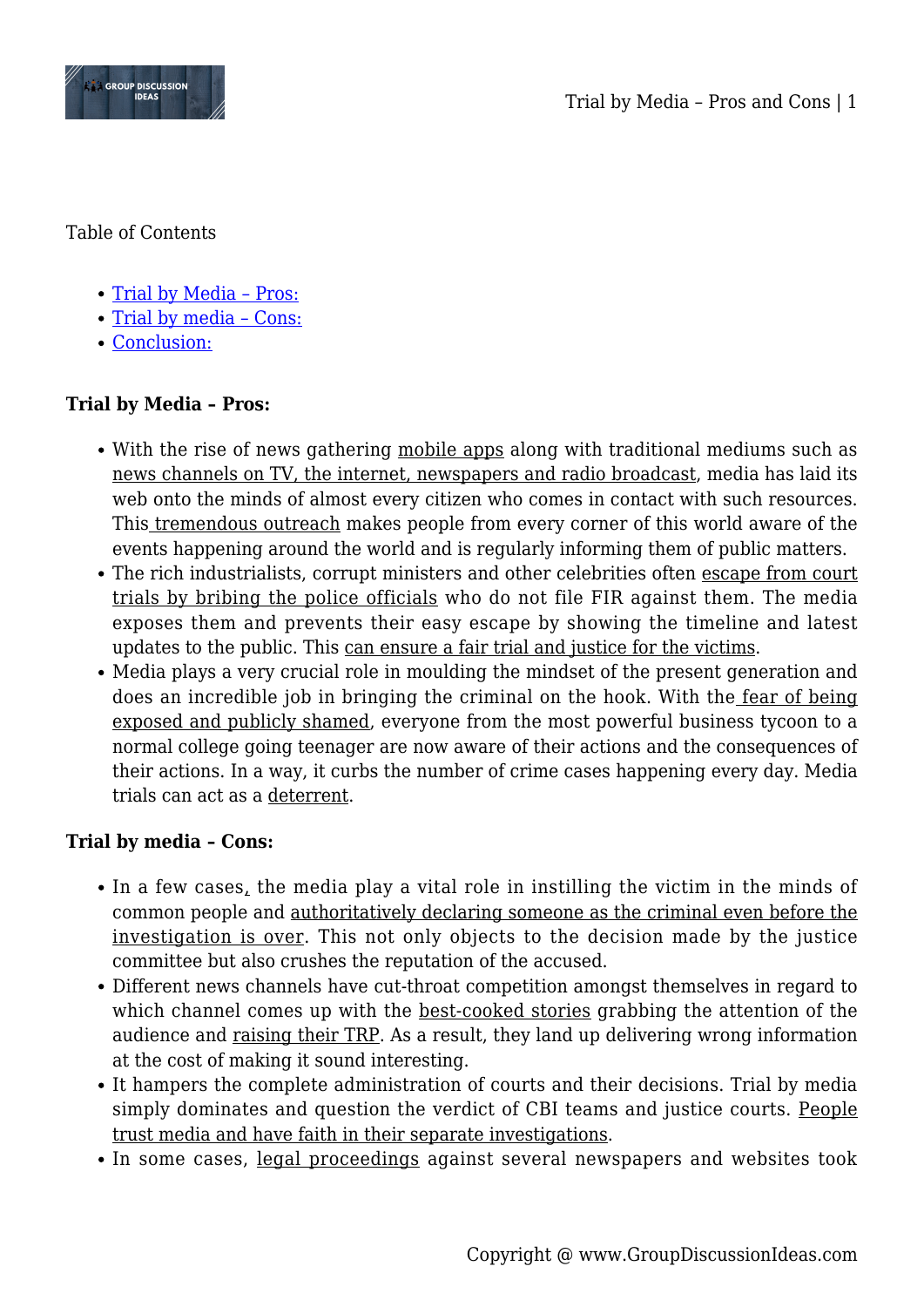Table of Contents

- Trial by Media – Pros:
- Trial by media – Cons:
- Conclusion:

**Trial by Media – Pros:**

- With the rise of news gathering mobile apps along with traditional mediums such as news channels on TV, the internet, newspapers and radio broadcast, media has laid its web onto the minds of almost every citizen who comes in contact with such resources. This tremendous outreach makes people from every corner of this world aware of the events happening around the world and is regularly informing them of public matters.
- The rich industrialists, corrupt ministers and other celebrities often escape from court trials by bribing the police officials who do not file FIR against them. The media exposes them and prevents their easy escape by showing the timeline and latest updates to the public. This can ensure a fair trial and justice for the victims.
- Media plays a very crucial role in moulding the mindset of the present generation and does an incredible job in bringing the criminal on the hook. With the fear of being exposed and publicly shamed, everyone from the most powerful business tycoon to a normal college going teenager are now aware of their actions and the consequences of their actions. In a way, it curbs the number of crime cases happening every day. Media trials can act as a deterrent.

**Trial by media – Cons:**

- In a few cases, the media play a vital role in instilling the victim in the minds of common people and authoritatively declaring someone as the criminal even before the investigation is over. This not only objects to the decision made by the justice committee but also crushes the reputation of the accused.
- Different news channels have cut-throat competition amongst themselves in regard to which channel comes up with the best-cooked stories grabbing the attention of the audience and raising their TRP. As a result, they land up delivering wrong information at the cost of making it sound interesting.
- It hampers the complete administration of courts and their decisions. Trial by media simply dominates and question the verdict of CBI teams and justice courts. People trust media and have faith in their separate investigations.
- In some cases, legal proceedings against several newspapers and websites took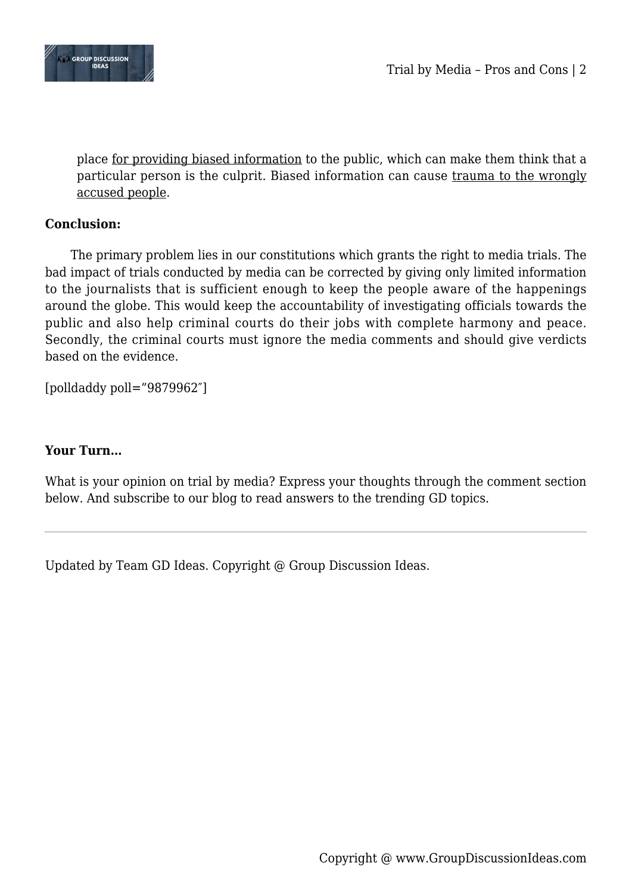place for providing biased information to the public, which can make them think that a particular person is the culprit. Biased information can cause trauma to the wrongly accused people.

**Conclusion:**

The primary problem lies in our constitutions which grants the right to media trials. The bad impact of trials conducted by media can be corrected by giving only limited information to the journalists that is sufficient enough to keep the people aware of the happenings around the globe. This would keep the accountability of investigating officials towards the public and also help criminal courts do their jobs with complete harmony and peace. Secondly, the criminal courts must ignore the media comments and should give verdicts based on the evidence.

[polldaddy poll=”9879962″]

**Your Turn…**

What is your opinion on trial by media? Express your thoughts through the comment section below. And subscribe to our blog to read answers to the trending GD topics.

---

Updated by Team GD Ideas. Copyright @ Group Discussion Ideas.